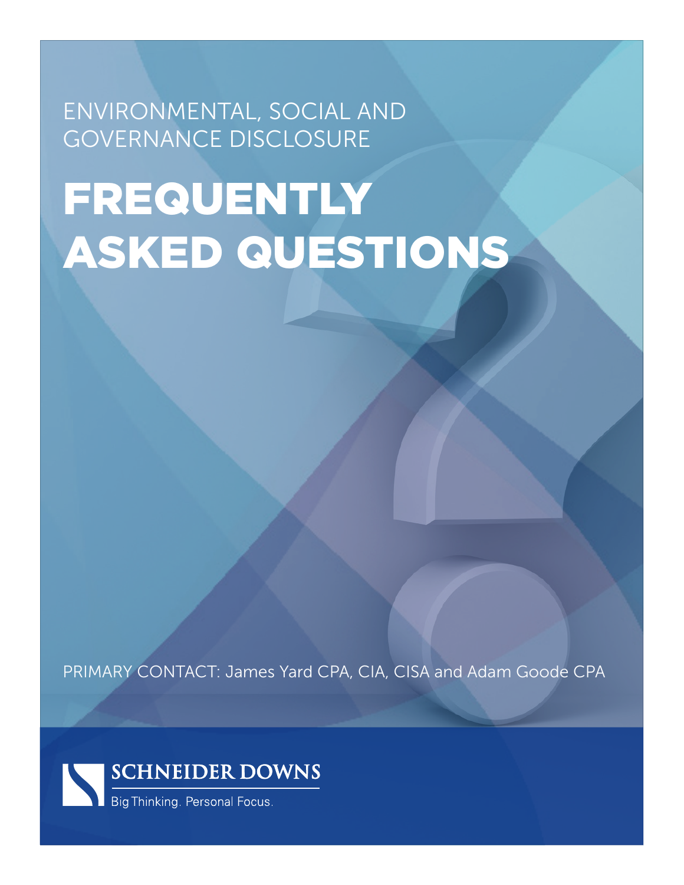ENVIRONMENTAL, SOCIAL AND GOVERNANCE DISCLOSURE

# FREQUENTLY ASKED QUESTIONS

PRIMARY CONTACT: James Yard CPA, CIA, CISA and Adam Goode CPA

SCHNEIDER DOWNS

Big Thinking. Personal Focus.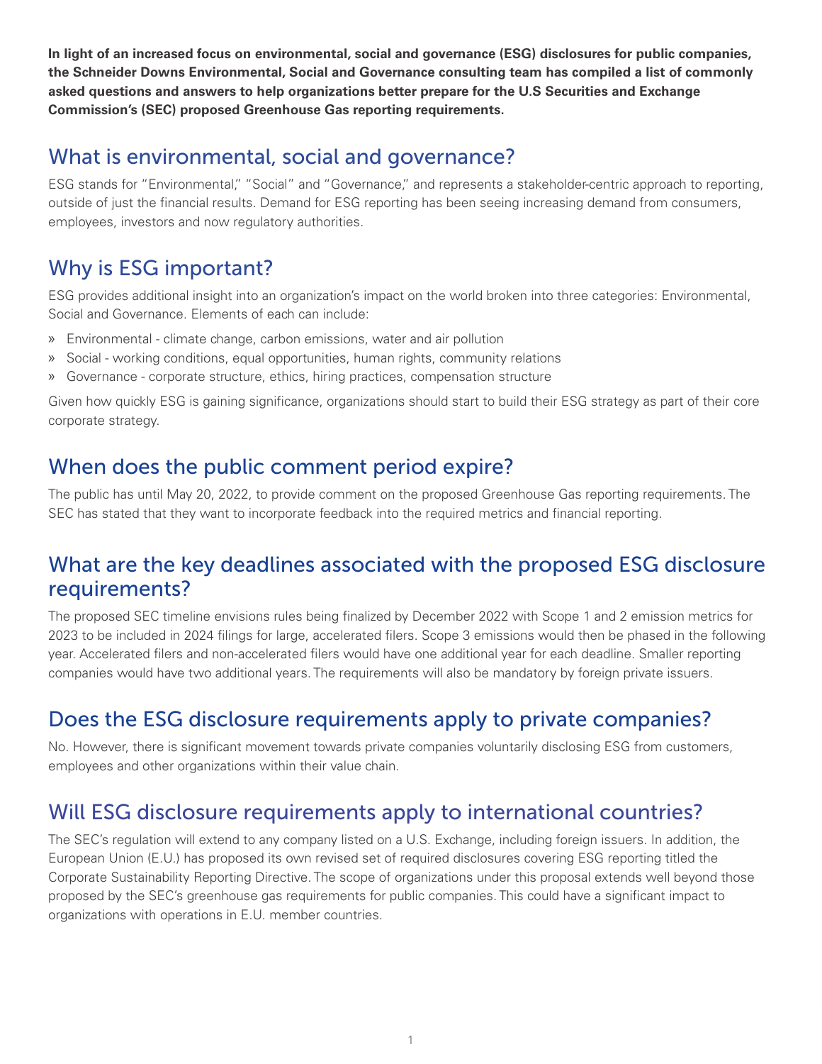**In light of an increased focus on environmental, social and governance (ESG) disclosures for public companies, the Schneider Downs Environmental, Social and Governance consulting team has compiled a list of commonly asked questions and answers to help organizations better prepare for the U.S Securities and Exchange Commission's (SEC) proposed Greenhouse Gas reporting requirements.**

## What is environmental, social and governance?

ESG stands for "Environmental," "Social" and "Governance," and represents a stakeholder-centric approach to reporting, outside of just the financial results. Demand for ESG reporting has been seeing increasing demand from consumers, employees, investors and now regulatory authorities.

## Why is ESG important?

ESG provides additional insight into an organization's impact on the world broken into three categories: Environmental, Social and Governance. Elements of each can include:

- Environmental - climate change, carbon emissions, water and air pollution
- Social - working conditions, equal opportunities, human rights, community relations
- Governance - corporate structure, ethics, hiring practices, compensation structure

Given how quickly ESG is gaining significance, organizations should start to build their ESG strategy as part of their core corporate strategy.

## When does the public comment period expire?

The public has until May 20, 2022, to provide comment on the proposed Greenhouse Gas reporting requirements. The SEC has stated that they want to incorporate feedback into the required metrics and financial reporting.

## What are the key deadlines associated with the proposed ESG disclosure requirements?

The proposed SEC timeline envisions rules being finalized by December 2022 with Scope 1 and 2 emission metrics for 2023 to be included in 2024 filings for large, accelerated filers. Scope 3 emissions would then be phased in the following year. Accelerated filers and non-accelerated filers would have one additional year for each deadline. Smaller reporting companies would have two additional years. The requirements will also be mandatory by foreign private issuers.

## Does the ESG disclosure requirements apply to private companies?

No. However, there is significant movement towards private companies voluntarily disclosing ESG from customers, employees and other organizations within their value chain.

## Will ESG disclosure requirements apply to international countries?

The SEC's regulation will extend to any company listed on a U.S. Exchange, including foreign issuers. In addition, the European Union (E.U.) has proposed its own revised set of required disclosures covering ESG reporting titled the Corporate Sustainability Reporting Directive. The scope of organizations under this proposal extends well beyond those proposed by the SEC's greenhouse gas requirements for public companies. This could have a significant impact to organizations with operations in E.U. member countries.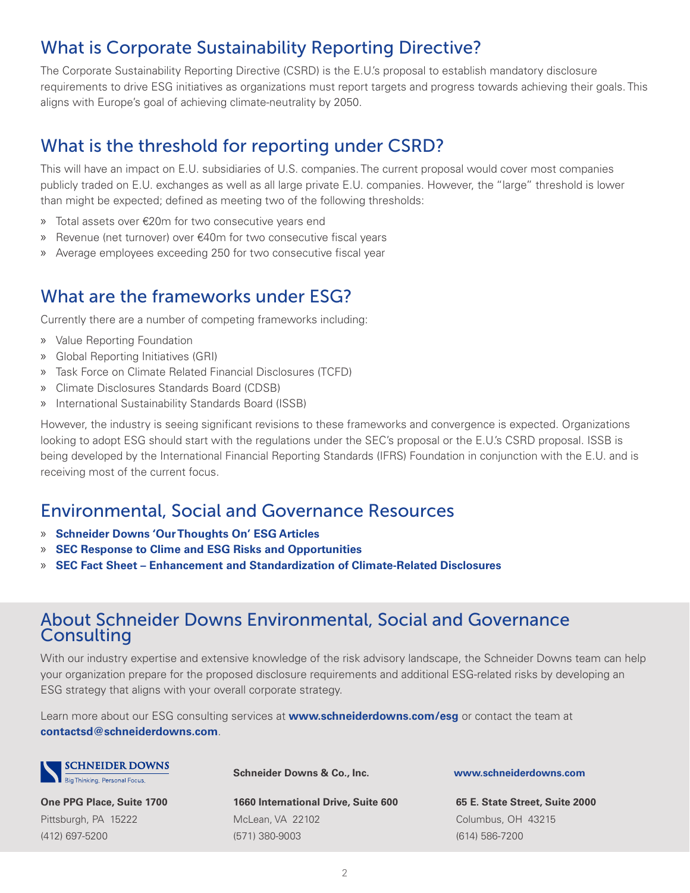## What is Corporate Sustainability Reporting Directive?

The Corporate Sustainability Reporting Directive (CSRD) is the E.U.'s proposal to establish mandatory disclosure requirements to drive ESG initiatives as organizations must report targets and progress towards achieving their goals. This aligns with Europe's goal of achieving climate-neutrality by 2050.

## What is the threshold for reporting under CSRD?

This will have an impact on E.U. subsidiaries of U.S. companies. The current proposal would cover most companies publicly traded on E.U. exchanges as well as all large private E.U. companies. However, the "large" threshold is lower than might be expected; defined as meeting two of the following thresholds:

» Total assets over €20m for two consecutive years end
» Revenue (net turnover) over €40m for two consecutive fiscal years
» Average employees exceeding 250 for two consecutive fiscal year

## What are the frameworks under ESG?

Currently there are a number of competing frameworks including:

» Value Reporting Foundation
» Global Reporting Initiatives (GRI)
» Task Force on Climate Related Financial Disclosures (TCFD)
» Climate Disclosures Standards Board (CDSB)
» International Sustainability Standards Board (ISSB)

However, the industry is seeing significant revisions to these frameworks and convergence is expected. Organizations looking to adopt ESG should start with the regulations under the SEC's proposal or the E.U.'s CSRD proposal. ISSB is being developed by the International Financial Reporting Standards (IFRS) Foundation in conjunction with the E.U. and is receiving most of the current focus.

## Environmental, Social and Governance Resources

» **Schneider Downs 'Our Thoughts On' ESG Articles**
» **SEC Response to Clime and ESG Risks and Opportunities**
» **SEC Fact Sheet – Enhancement and Standardization of Climate-Related Disclosures**

## About Schneider Downs Environmental, Social and Governance Consulting

With our industry expertise and extensive knowledge of the risk advisory landscape, the Schneider Downs team can help your organization prepare for the proposed disclosure requirements and additional ESG-related risks by developing an ESG strategy that aligns with your overall corporate strategy.

Learn more about our ESG consulting services at **www.schneiderdowns.com/esg** or contact the team at **contactsd@schneiderdowns.com**.

SCHNEIDER DOWNS
Big Thinking. Personal Focus.

**Schneider Downs & Co., Inc.**

**www.schneiderdowns.com**

**One PPG Place, Suite 1700**
Pittsburgh, PA 15222
(412) 697-5200

**1660 International Drive, Suite 600**
McLean, VA 22102
(571) 380-9003

**65 E. State Street, Suite 2000**
Columbus, OH 43215
(614) 586-7200